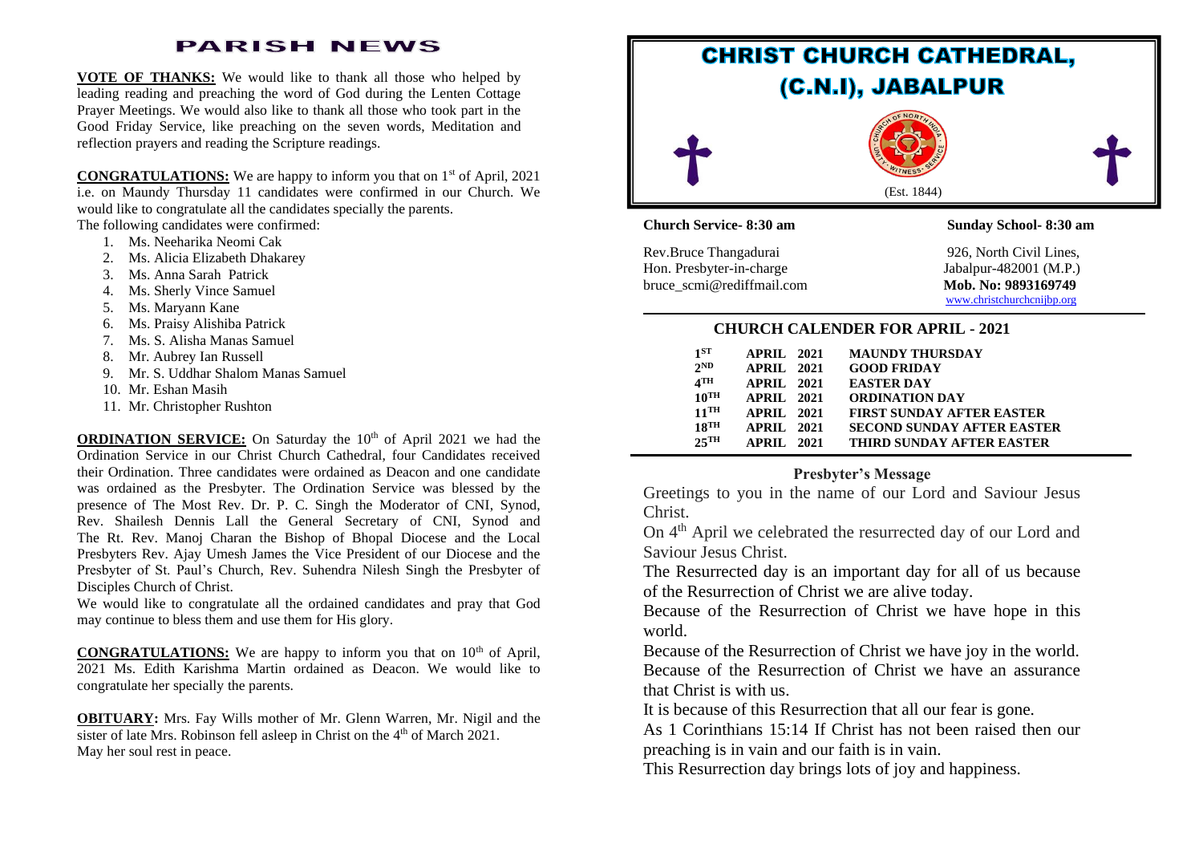# PARISH NEWS

**VOTE OF THANKS:** We would like to thank all those who helped by leading reading and preaching the word of God during the Lenten Cottage Prayer Meetings. We would also like to thank all those who took part in the Good Friday Service, like preaching on the seven words, Meditation and reflection prayers and reading the Scripture readings.

**CONGRATULATIONS:** We are happy to inform you that on 1st of April, 2021 i.e. on Maundy Thursday 11 candidates were confirmed in our Church. We would like to congratulate all the candidates specially the parents.

The following candidates were confirmed:

1. Ms. Neeharika Neomi Cak
2. Ms. Alicia Elizabeth Dhakarey
3. Ms. Anna Sarah Patrick
4. Ms. Sherly Vince Samuel
5. Ms. Maryann Kane
6. Ms. Praisy Alishiba Patrick
7. Ms. S. Alisha Manas Samuel
8. Mr. Aubrey Ian Russell
9. Mr. S. Uddhar Shalom Manas Samuel
10. Mr. Eshan Masih
11. Mr. Christopher Rushton

**ORDINATION SERVICE:** On Saturday the 10th of April 2021 we had the Ordination Service in our Christ Church Cathedral, four Candidates received their Ordination. Three candidates were ordained as Deacon and one candidate was ordained as the Presbyter. The Ordination Service was blessed by the presence of The Most Rev. Dr. P. C. Singh the Moderator of CNI, Synod, Rev. Shailesh Dennis Lall the General Secretary of CNI, Synod and The Rt. Rev. Manoj Charan the Bishop of Bhopal Diocese and the Local Presbyters Rev. Ajay Umesh James the Vice President of our Diocese and the Presbyter of St. Paul's Church, Rev. Suhendra Nilesh Singh the Presbyter of Disciples Church of Christ.

We would like to congratulate all the ordained candidates and pray that God may continue to bless them and use them for His glory.

**CONGRATULATIONS:** We are happy to inform you that on 10th of April, 2021 Ms. Edith Karishma Martin ordained as Deacon. We would like to congratulate her specially the parents.

**OBITUARY:** Mrs. Fay Wills mother of Mr. Glenn Warren, Mr. Nigil and the sister of late Mrs. Robinson fell asleep in Christ on the 4th of March 2021. May her soul rest in peace.

# CHRIST CHURCH CATHEDRAL, (C.N.I), JABALPUR

(Est. 1844)

**Church Service- 8:30 am** | **Sunday School- 8:30 am**

Rev.Bruce Thangadurai
Hon. Presbyter-in-charge
bruce_scmi@rediffmail.com

926, North Civil Lines,
Jabalpur-482001 (M.P.)
**Mob. No: 9893169749**
www.christchurchcnijbp.org

## CHURCH CALENDER FOR APRIL - 2021

| | | |
|---|---|---|
| 1ST | APRIL 2021 | MAUNDY THURSDAY |
| 2ND | APRIL 2021 | GOOD FRIDAY |
| 4TH | APRIL 2021 | EASTER DAY |
| 10TH | APRIL 2021 | ORDINATION DAY |
| 11TH | APRIL 2021 | FIRST SUNDAY AFTER EASTER |
| 18TH | APRIL 2021 | SECOND SUNDAY AFTER EASTER |
| 25TH | APRIL 2021 | THIRD SUNDAY AFTER EASTER |

### Presbyter's Message

Greetings to you in the name of our Lord and Saviour Jesus Christ.

On 4th April we celebrated the resurrected day of our Lord and Saviour Jesus Christ.

The Resurrected day is an important day for all of us because of the Resurrection of Christ we are alive today.

Because of the Resurrection of Christ we have hope in this world.

Because of the Resurrection of Christ we have joy in the world.

Because of the Resurrection of Christ we have an assurance that Christ is with us.

It is because of this Resurrection that all our fear is gone.

As 1 Corinthians 15:14 If Christ has not been raised then our preaching is in vain and our faith is in vain.

This Resurrection day brings lots of joy and happiness.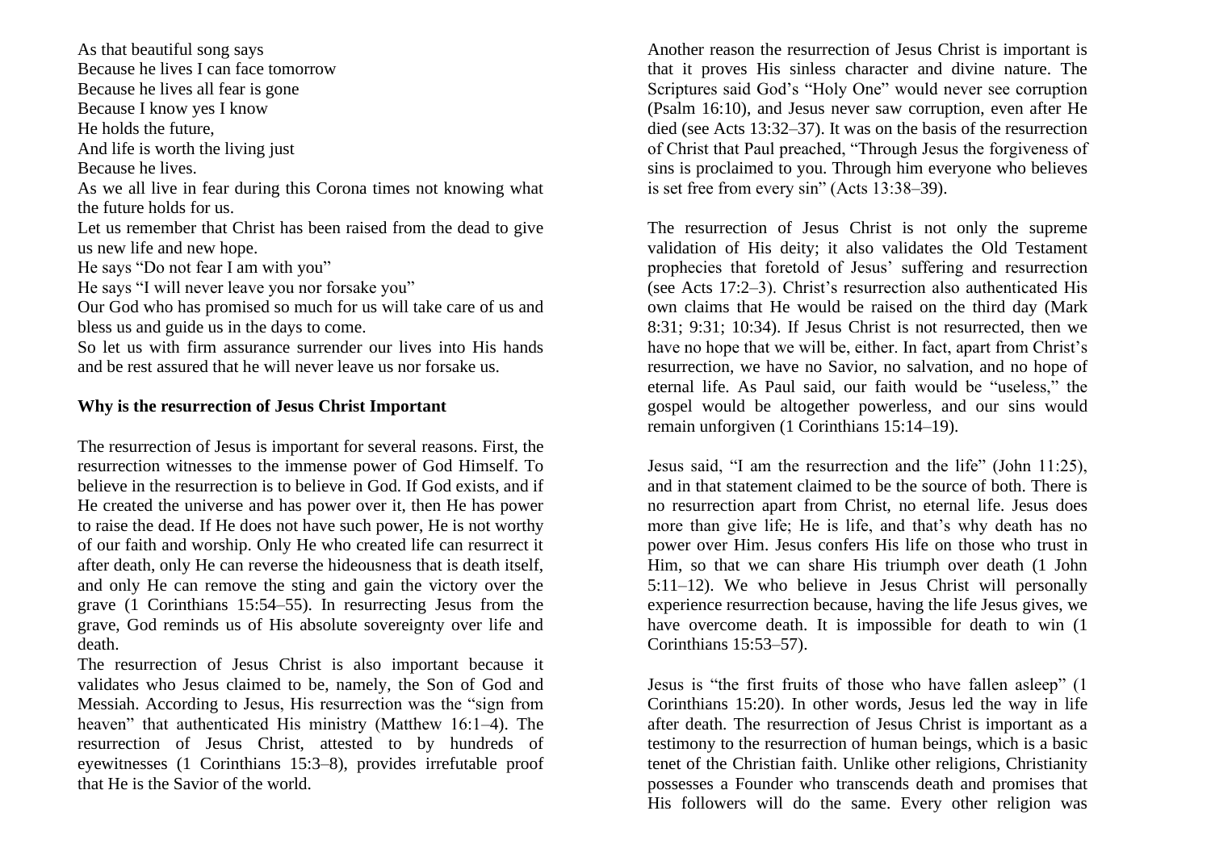As that beautiful song says
Because he lives I can face tomorrow
Because he lives all fear is gone
Because I know yes I know
He holds the future,
And life is worth the living just
Because he lives.

As we all live in fear during this Corona times not knowing what the future holds for us.

Let us remember that Christ has been raised from the dead to give us new life and new hope.

He says "Do not fear I am with you"

He says "I will never leave you nor forsake you"

Our God who has promised so much for us will take care of us and bless us and guide us in the days to come.

So let us with firm assurance surrender our lives into His hands and be rest assured that he will never leave us nor forsake us.

**Why is the resurrection of Jesus Christ Important**

The resurrection of Jesus is important for several reasons. First, the resurrection witnesses to the immense power of God Himself. To believe in the resurrection is to believe in God. If God exists, and if He created the universe and has power over it, then He has power to raise the dead. If He does not have such power, He is not worthy of our faith and worship. Only He who created life can resurrect it after death, only He can reverse the hideousness that is death itself, and only He can remove the sting and gain the victory over the grave (1 Corinthians 15:54–55). In resurrecting Jesus from the grave, God reminds us of His absolute sovereignty over life and death.

The resurrection of Jesus Christ is also important because it validates who Jesus claimed to be, namely, the Son of God and Messiah. According to Jesus, His resurrection was the "sign from heaven" that authenticated His ministry (Matthew 16:1–4). The resurrection of Jesus Christ, attested to by hundreds of eyewitnesses (1 Corinthians 15:3–8), provides irrefutable proof that He is the Savior of the world.

Another reason the resurrection of Jesus Christ is important is that it proves His sinless character and divine nature. The Scriptures said God's "Holy One" would never see corruption (Psalm 16:10), and Jesus never saw corruption, even after He died (see Acts 13:32–37). It was on the basis of the resurrection of Christ that Paul preached, "Through Jesus the forgiveness of sins is proclaimed to you. Through him everyone who believes is set free from every sin" (Acts 13:38–39).

The resurrection of Jesus Christ is not only the supreme validation of His deity; it also validates the Old Testament prophecies that foretold of Jesus' suffering and resurrection (see Acts 17:2–3). Christ's resurrection also authenticated His own claims that He would be raised on the third day (Mark 8:31; 9:31; 10:34). If Jesus Christ is not resurrected, then we have no hope that we will be, either. In fact, apart from Christ's resurrection, we have no Savior, no salvation, and no hope of eternal life. As Paul said, our faith would be "useless," the gospel would be altogether powerless, and our sins would remain unforgiven (1 Corinthians 15:14–19).

Jesus said, "I am the resurrection and the life" (John 11:25), and in that statement claimed to be the source of both. There is no resurrection apart from Christ, no eternal life. Jesus does more than give life; He is life, and that's why death has no power over Him. Jesus confers His life on those who trust in Him, so that we can share His triumph over death (1 John 5:11–12). We who believe in Jesus Christ will personally experience resurrection because, having the life Jesus gives, we have overcome death. It is impossible for death to win (1 Corinthians 15:53–57).

Jesus is "the first fruits of those who have fallen asleep" (1 Corinthians 15:20). In other words, Jesus led the way in life after death. The resurrection of Jesus Christ is important as a testimony to the resurrection of human beings, which is a basic tenet of the Christian faith. Unlike other religions, Christianity possesses a Founder who transcends death and promises that His followers will do the same. Every other religion was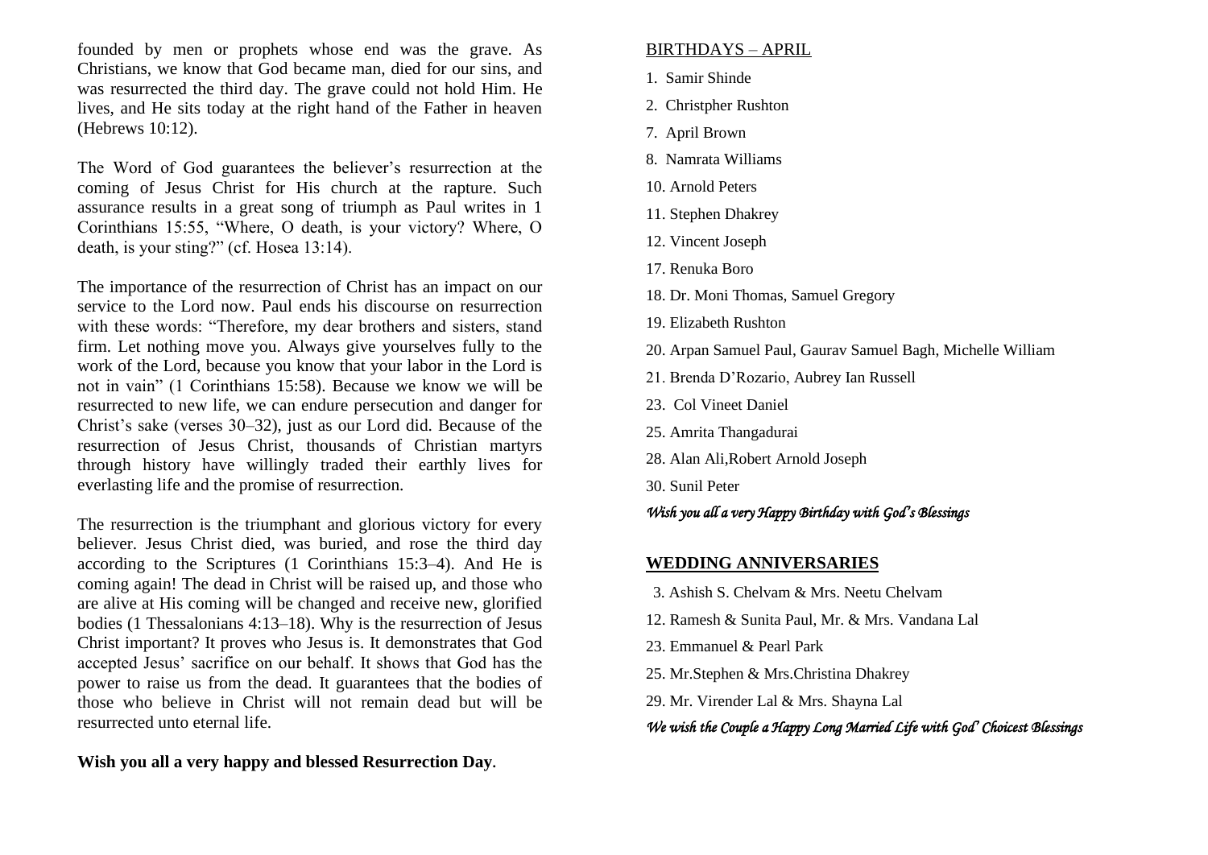founded by men or prophets whose end was the grave. As Christians, we know that God became man, died for our sins, and was resurrected the third day. The grave could not hold Him. He lives, and He sits today at the right hand of the Father in heaven (Hebrews 10:12).

The Word of God guarantees the believer's resurrection at the coming of Jesus Christ for His church at the rapture. Such assurance results in a great song of triumph as Paul writes in 1 Corinthians 15:55, "Where, O death, is your victory? Where, O death, is your sting?" (cf. Hosea 13:14).

The importance of the resurrection of Christ has an impact on our service to the Lord now. Paul ends his discourse on resurrection with these words: "Therefore, my dear brothers and sisters, stand firm. Let nothing move you. Always give yourselves fully to the work of the Lord, because you know that your labor in the Lord is not in vain" (1 Corinthians 15:58). Because we know we will be resurrected to new life, we can endure persecution and danger for Christ's sake (verses 30–32), just as our Lord did. Because of the resurrection of Jesus Christ, thousands of Christian martyrs through history have willingly traded their earthly lives for everlasting life and the promise of resurrection.

The resurrection is the triumphant and glorious victory for every believer. Jesus Christ died, was buried, and rose the third day according to the Scriptures (1 Corinthians 15:3–4). And He is coming again! The dead in Christ will be raised up, and those who are alive at His coming will be changed and receive new, glorified bodies (1 Thessalonians 4:13–18). Why is the resurrection of Jesus Christ important? It proves who Jesus is. It demonstrates that God accepted Jesus' sacrifice on our behalf. It shows that God has the power to raise us from the dead. It guarantees that the bodies of those who believe in Christ will not remain dead but will be resurrected unto eternal life.

**Wish you all a very happy and blessed Resurrection Day**.

## BIRTHDAYS – APRIL

1. Samir Shinde
2. Christpher Rushton
7. April Brown
8. Namrata Williams
10. Arnold Peters
11. Stephen Dhakrey
12. Vincent Joseph
17. Renuka Boro
18. Dr. Moni Thomas, Samuel Gregory
19. Elizabeth Rushton
20. Arpan Samuel Paul, Gaurav Samuel Bagh, Michelle William
21. Brenda D'Rozario, Aubrey Ian Russell
23. Col Vineet Daniel
25. Amrita Thangadurai
28. Alan Ali,Robert Arnold Joseph
30. Sunil Peter

*Wish you all a very Happy Birthday with God's Blessings*

## WEDDING ANNIVERSARIES

3. Ashish S. Chelvam & Mrs. Neetu Chelvam
12. Ramesh & Sunita Paul, Mr. & Mrs. Vandana Lal
23. Emmanuel & Pearl Park
25. Mr.Stephen & Mrs.Christina Dhakrey
29. Mr. Virender Lal & Mrs. Shayna Lal

*We wish the Couple a Happy Long Married Life with God' Choicest Blessings*